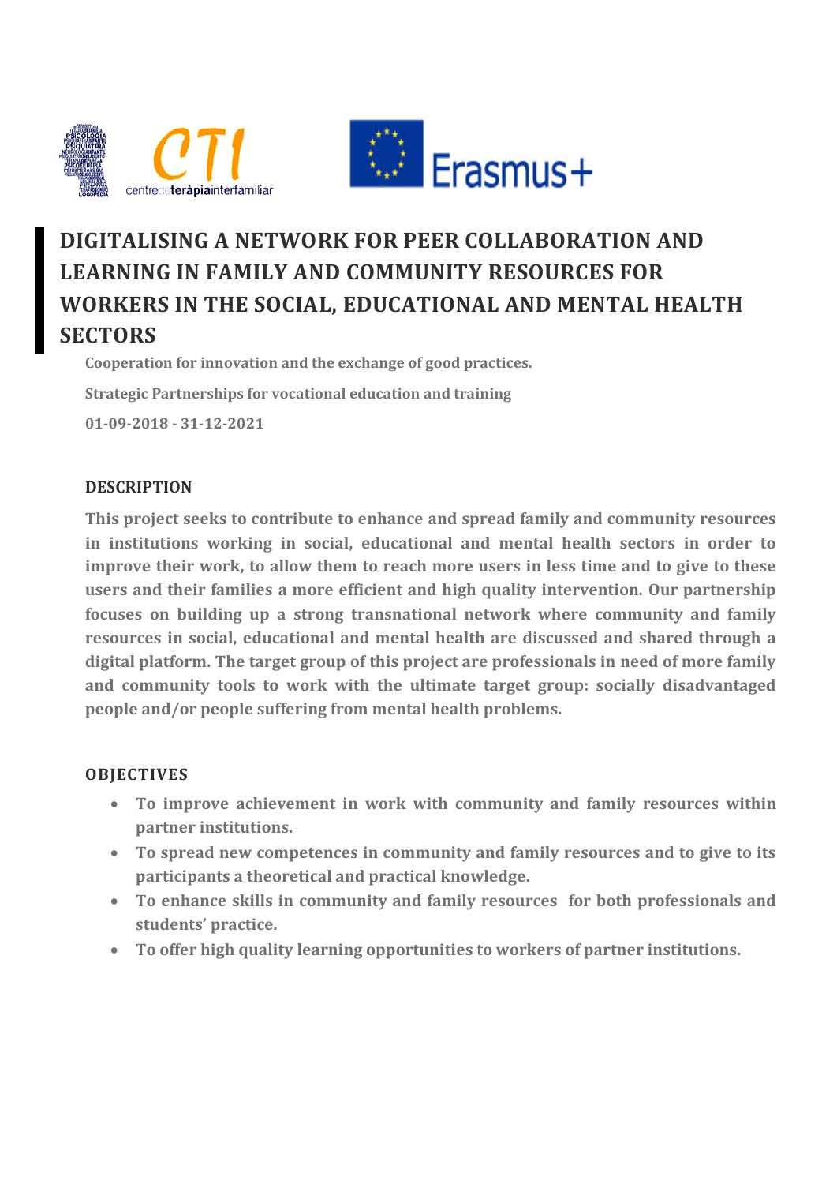# DIGITALISING A NETWORK FOR PEER COLLABORATION AND LEARNING IN FAMILY AND COMMUNITY RESOURCES FOR WORKERS IN THE SOCIAL, EDUCATIONAL AND MENTAL HEALTH SECTORS

**Cooperation for innovation and the exchange of good practices.**

**Strategic Partnerships for vocational education and training**

**01-09-2018 - 31-12-2021**

## DESCRIPTION

**This project seeks to contribute to enhance and spread family and community resources in institutions working in social, educational and mental health sectors in order to improve their work, to allow them to reach more users in less time and to give to these users and their families a more efficient and high quality intervention. Our partnership focuses on building up a strong transnational network where community and family resources in social, educational and mental health are discussed and shared through a digital platform. The target group of this project are professionals in need of more family and community tools to work with the ultimate target group: socially disadvantaged people and/or people suffering from mental health problems.**

## OBJECTIVES

- **To improve achievement in work with community and family resources within partner institutions.**
- **To spread new competences in community and family resources and to give to its participants a theoretical and practical knowledge.**
- **To enhance skills in community and family resources for both professionals and students' practice.**
- **To offer high quality learning opportunities to workers of partner institutions.**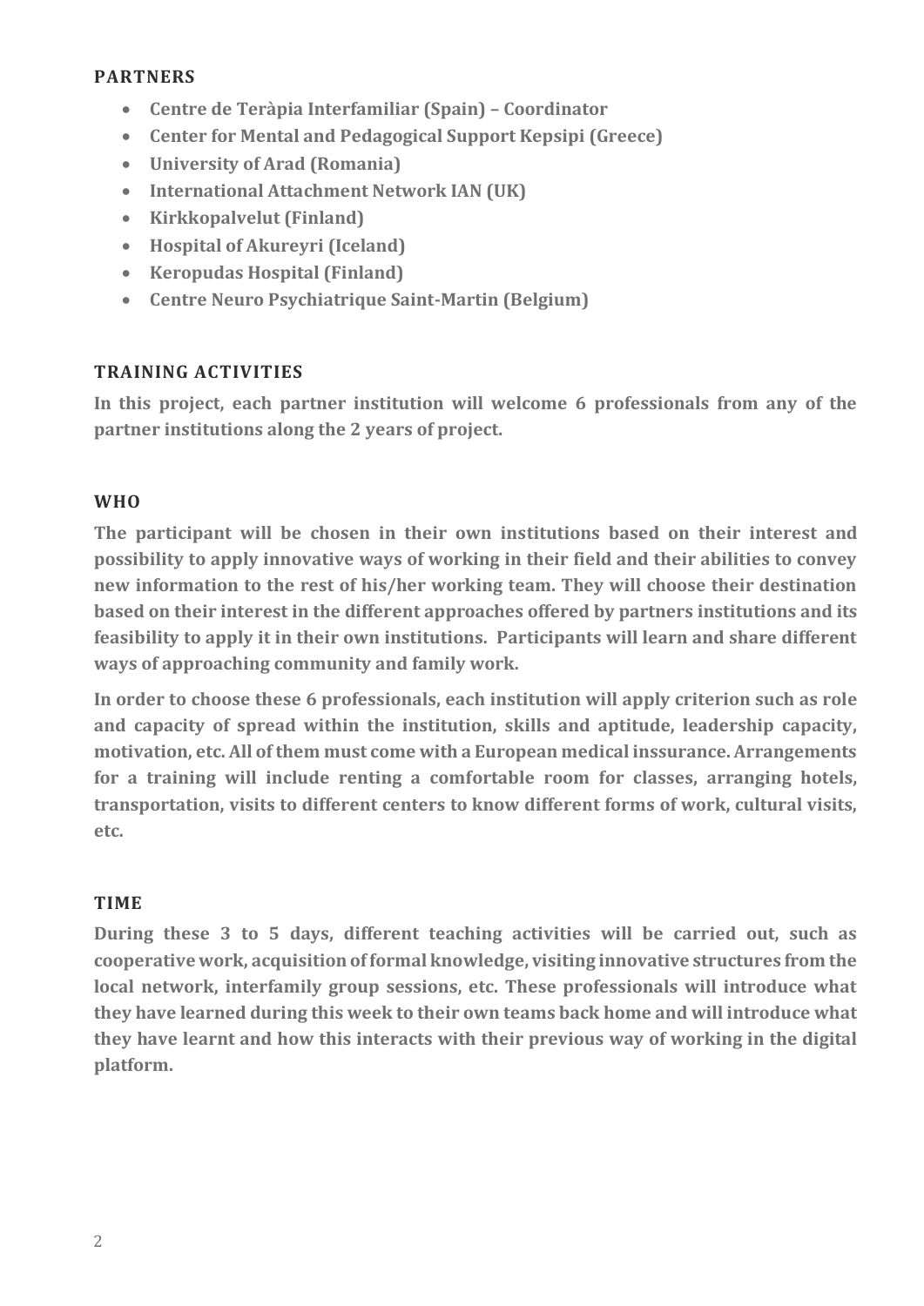## PARTNERS

- **Centre de Teràpia Interfamiliar (Spain) – Coordinator**
- **Center for Mental and Pedagogical Support Kepsipi (Greece)**
- **University of Arad (Romania)**
- **International Attachment Network IAN (UK)**
- **Kirkkopalvelut (Finland)**
- **Hospital of Akureyri (Iceland)**
- **Keropudas Hospital (Finland)**
- **Centre Neuro Psychiatrique Saint-Martin (Belgium)**

## TRAINING ACTIVITIES

**In this project, each partner institution will welcome 6 professionals from any of the partner institutions along the 2 years of project.**

## WHO

**The participant will be chosen in their own institutions based on their interest and possibility to apply innovative ways of working in their field and their abilities to convey new information to the rest of his/her working team. They will choose their destination based on their interest in the different approaches offered by partners institutions and its feasibility to apply it in their own institutions. Participants will learn and share different ways of approaching community and family work.**

**In order to choose these 6 professionals, each institution will apply criterion such as role and capacity of spread within the institution, skills and aptitude, leadership capacity, motivation, etc. All of them must come with a European medical inssurance. Arrangements for a training will include renting a comfortable room for classes, arranging hotels, transportation, visits to different centers to know different forms of work, cultural visits, etc.**

## TIME

**During these 3 to 5 days, different teaching activities will be carried out, such as cooperative work, acquisition of formal knowledge, visiting innovative structures from the local network, interfamily group sessions, etc. These professionals will introduce what they have learned during this week to their own teams back home and will introduce what they have learnt and how this interacts with their previous way of working in the digital platform.**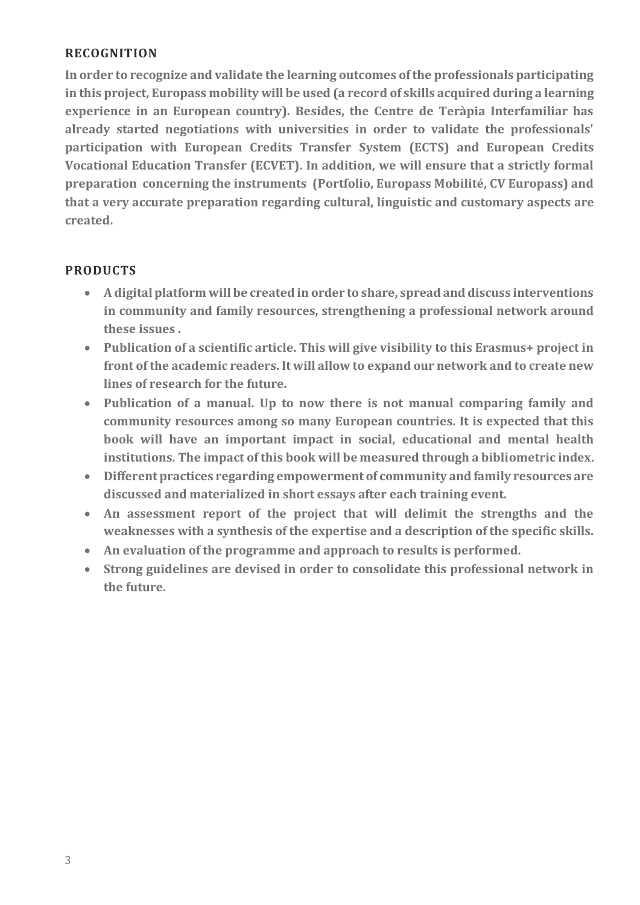## RECOGNITION

**In order to recognize and validate the learning outcomes of the professionals participating in this project, Europass mobility will be used (a record of skills acquired during a learning experience in an European country). Besides, the Centre de Teràpia Interfamiliar has already started negotiations with universities in order to validate the professionals' participation with European Credits Transfer System (ECTS) and European Credits Vocational Education Transfer (ECVET). In addition, we will ensure that a strictly formal preparation concerning the instruments (Portfolio, Europass Mobilité, CV Europass) and that a very accurate preparation regarding cultural, linguistic and customary aspects are created.**

## PRODUCTS

- **A digital platform will be created in order to share, spread and discuss interventions in community and family resources, strengthening a professional network around these issues .**
- **Publication of a scientific article. This will give visibility to this Erasmus+ project in front of the academic readers. It will allow to expand our network and to create new lines of research for the future.**
- **Publication of a manual. Up to now there is not manual comparing family and community resources among so many European countries. It is expected that this book will have an important impact in social, educational and mental health institutions. The impact of this book will be measured through a bibliometric index.**
- **Different practices regarding empowerment of community and family resources are discussed and materialized in short essays after each training event.**
- **An assessment report of the project that will delimit the strengths and the weaknesses with a synthesis of the expertise and a description of the specific skills.**
- **An evaluation of the programme and approach to results is performed.**
- **Strong guidelines are devised in order to consolidate this professional network in the future.**